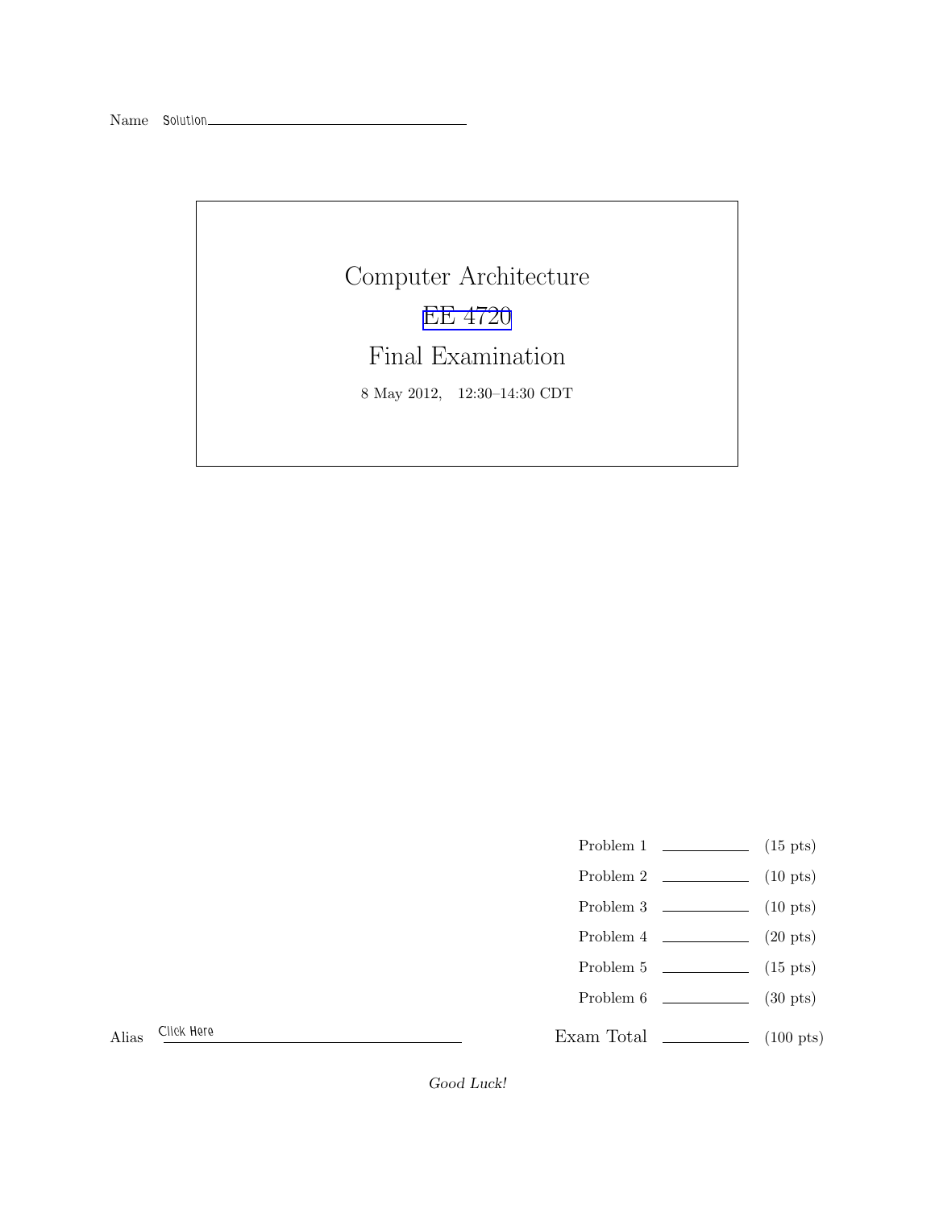Name Solution

# Computer Architecture

## EE 4720

## Final Examination

8 May 2012, 12:30–14:30 CDT

| | | |
|---|---|---|
| Problem 1 | | (15 pts) |
| Problem 2 | | (10 pts) |
| Problem 3 | | (10 pts) |
| Problem 4 | | (20 pts) |
| Problem 5 | | (15 pts) |
| Problem 6 | | (30 pts) |
| Exam Total | | (100 pts) |

Alias Click Here

*Good Luck!*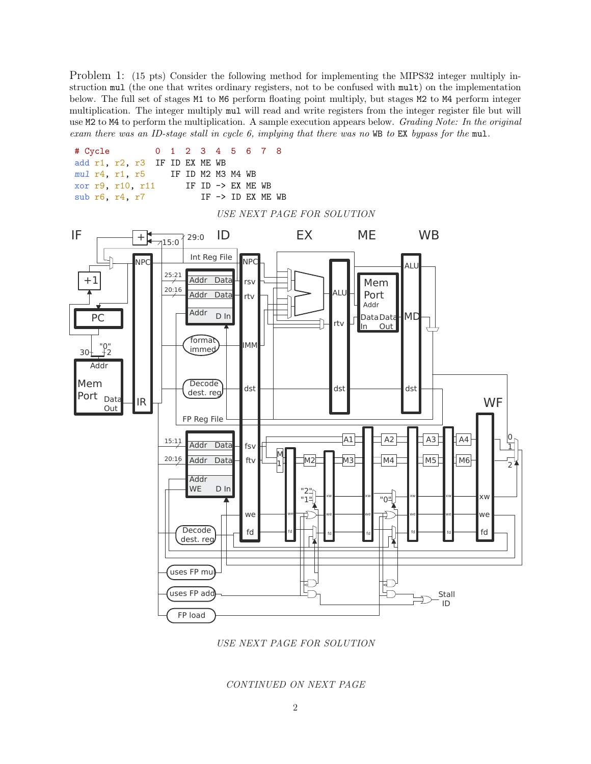Problem 1: (15 pts) Consider the following method for implementing the MIPS32 integer multiply instruction `mul` (the one that writes ordinary registers, not to be confused with `mult`) on the implementation below. The full set of stages `M1` to `M6` perform floating point multiply, but stages `M2` to `M4` perform integer multiplication. The integer multiply `mul` will read and write registers from the integer register file but will use `M2` to `M4` to perform the multiplication. A sample execution appears below. *Grading Note: In the original exam there was an ID-stage stall in cycle 6, implying that there was no* `WB` *to* `EX` *bypass for the* `mul`.

```
# Cycle           0  1  2  3  4  5  6  7  8
add r1, r2, r3    IF ID EX ME WB
mul r4, r1, r5       IF ID M2 M3 M4 WB
xor r9, r10, r11        IF ID -> EX ME WB
sub r6, r4, r7             IF -> ID EX ME WB
```

*USE NEXT PAGE FOR SOLUTION*

*USE NEXT PAGE FOR SOLUTION*

*CONTINUED ON NEXT PAGE*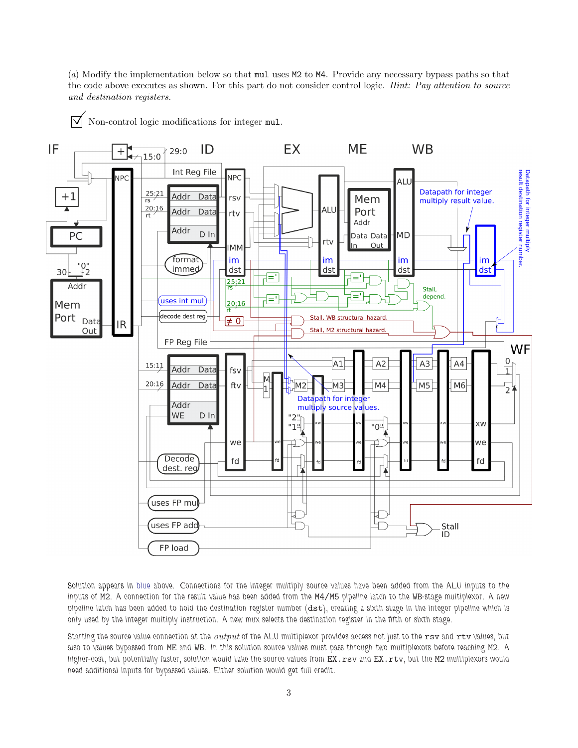(*a*) Modify the implementation below so that `mul` uses M2 to M4. Provide any necessary bypass paths so that the code above executes as shown. For this part do not consider control logic. *Hint: Pay attention to source and destination registers.*

☑ Non-control logic modifications for integer `mul`.

Solution appears in blue above. Connections for the integer multiply source values have been added from the ALU inputs to the inputs of M2. A connection for the result value has been added from the M4/M5 pipeline latch to the WB-stage multiplexor. A new pipeline latch has been added to hold the destination register number (`dst`), creating a sixth stage in the integer pipeline which is only used by the integer multiply instruction. A new mux selects the destination register in the fifth or sixth stage.

Starting the source value connection at the *output* of the ALU multiplexor provides access not just to the `rsv` and `rtv` values, but also to values bypassed from ME and WB. In this solution source values must pass through two multiplexors before reaching M2. A higher-cost, but potentially faster, solution would take the source values from `EX.rsv` and `EX.rtv`, but the M2 multiplexors would need additional inputs for bypassed values. Either solution would get full credit.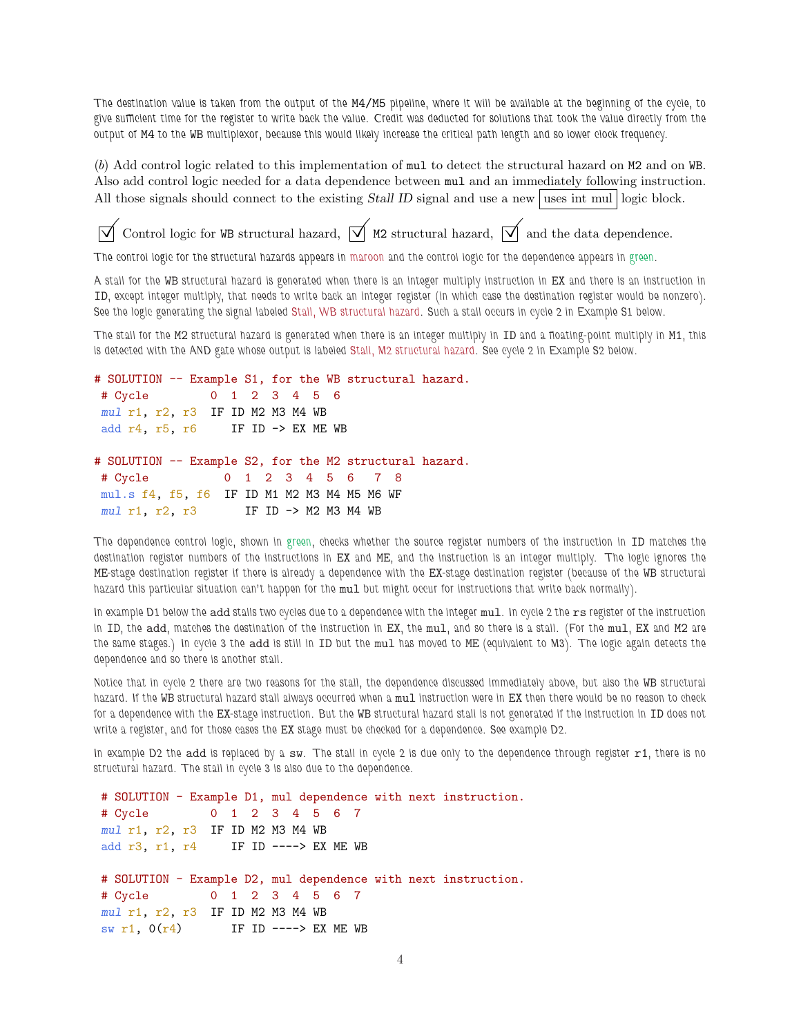The destination value is taken from the output of the M4/M5 pipeline, where it will be available at the beginning of the cycle, to give sufficient time for the register to write back the value. Credit was deducted for solutions that took the value directly from the output of M4 to the WB multiplexor, because this would likely increase the critical path length and so lower clock frequency.

(*b*) Add control logic related to this implementation of `mul` to detect the structural hazard on M2 and on WB. Also add control logic needed for a data dependence between `mul` and an immediately following instruction. All those signals should connect to the existing *Stall ID* signal and use a new `uses int mul` logic block.

☑ Control logic for WB structural hazard, ☑ M2 structural hazard, ☑ and the data dependence.

The control logic for the structural hazards appears in maroon and the control logic for the dependence appears in green.

A stall for the WB structural hazard is generated when there is an integer multiply instruction in EX and there is an instruction in ID, except integer multiply, that needs to write back an integer register (in which case the destination register would be nonzero). See the logic generating the signal labeled Stall, WB structural hazard. Such a stall occurs in cycle 2 in Example S1 below.

The stall for the M2 structural hazard is generated when there is an integer multiply in ID and a floating-point multiply in M1, this is detected with the AND gate whose output is labeled Stall, M2 structural hazard. See cycle 2 in Example S2 below.

```
# SOLUTION -- Example S1, for the WB structural hazard.
 # Cycle         0  1  2  3  4  5  6
 mul r1, r2, r3  IF ID M2 M3 M4 WB
 add r4, r5, r6     IF ID -> EX ME WB

# SOLUTION -- Example S2, for the M2 structural hazard.
 # Cycle           0  1  2  3  4  5  6   7  8
 mul.s f4, f5, f6  IF ID M1 M2 M3 M4 M5 M6 WF
 mul r1, r2, r3       IF ID -> M2 M3 M4 WB
```

The dependence control logic, shown in green, checks whether the source register numbers of the instruction in ID matches the destination register numbers of the instructions in EX and ME, and the instruction is an integer multiply. The logic ignores the ME-stage destination register if there is already a dependence with the EX-stage destination register (because of the WB structural hazard this particular situation can't happen for the `mul` but might occur for instructions that write back normally).

In example D1 below the `add` stalls two cycles due to a dependence with the integer `mul`. In cycle 2 the `rs` register of the instruction in ID, the `add`, matches the destination of the instruction in EX, the `mul`, and so there is a stall. (For the `mul`, EX and M2 are the same stages.) In cycle 3 the `add` is still in ID but the `mul` has moved to ME (equivalent to M3). The logic again detects the dependence and so there is another stall.

Notice that in cycle 2 there are two reasons for the stall, the dependence discussed immediately above, but also the WB structural hazard. If the WB structural hazard stall always occurred when a `mul` instruction were in EX then there would be no reason to check for a dependence with the EX-stage instruction. But the WB structural hazard stall is not generated if the instruction in ID does not write a register, and for those cases the EX stage must be checked for a dependence. See example D2.

In example D2 the `add` is replaced by a `sw`. The stall in cycle 2 is due only to the dependence through register `r1`, there is no structural hazard. The stall in cycle 3 is also due to the dependence.

```
 # SOLUTION - Example D1, mul dependence with next instruction.
 # Cycle         0  1  2  3  4  5  6  7
 mul r1, r2, r3  IF ID M2 M3 M4 WB
 add r3, r1, r4     IF ID ----> EX ME WB

 # SOLUTION - Example D2, mul dependence with next instruction.
 # Cycle         0  1  2  3  4  5  6  7
 mul r1, r2, r3  IF ID M2 M3 M4 WB
 sw r1, 0(r4)       IF ID ----> EX ME WB
```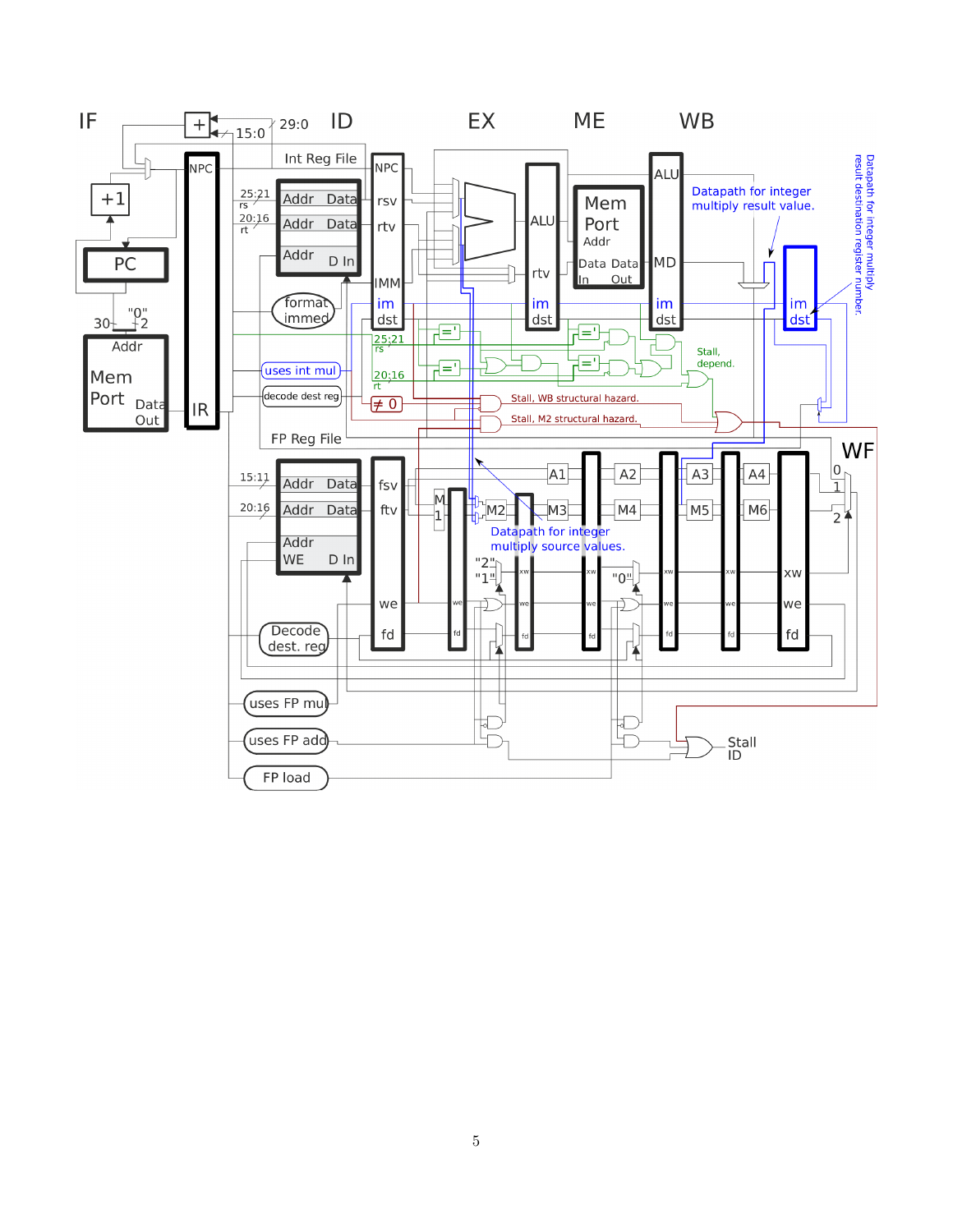IF ID EX ME WB

Datapath for integer multiply result value.

Datapath for integer multiply result destination register number.

Datapath for integer multiply source values.

Stall, depend.

Stall, WB structural hazard.

Stall, M2 structural hazard.

WF

Stall ID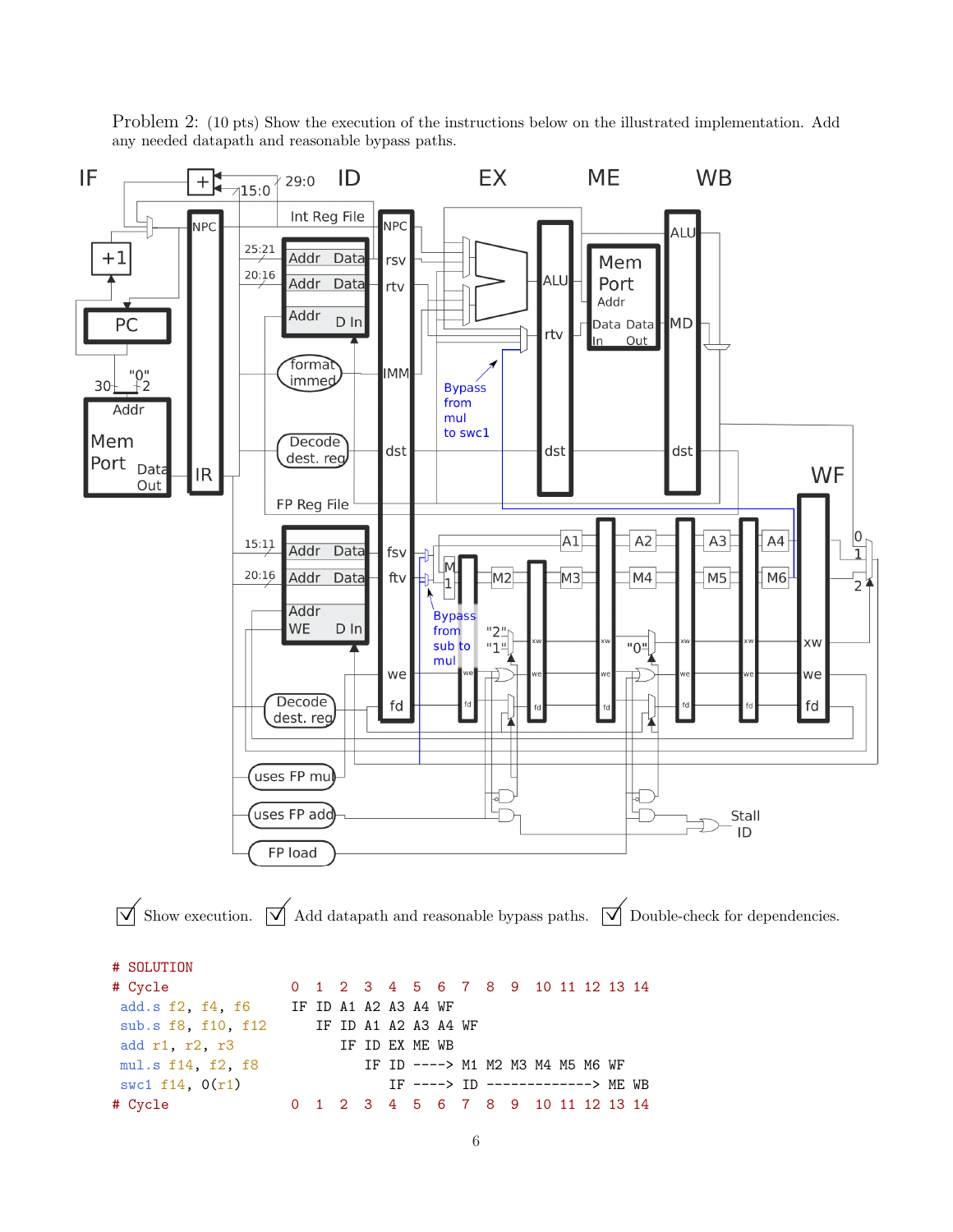Problem 2: (10 pts) Show the execution of the instructions below on the illustrated implementation. Add any needed datapath and reasonable bypass paths.

☑ Show execution. ☑ Add datapath and reasonable bypass paths. ☑ Double-check for dependencies.

```
# SOLUTION
# Cycle              0  1  2  3  4  5  6  7  8  9  10 11 12 13 14
 add.s f2, f4, f6    IF ID A1 A2 A3 A4 WF
 sub.s f8, f10, f12     IF ID A1 A2 A3 A4 WF
 add r1, r2, r3            IF ID EX ME WB
 mul.s f14, f2, f8            IF ID ----> M1 M2 M3 M4 M5 M6 WF
 swc1 f14, 0(r1)                 IF ----> ID -------------> ME WB
# Cycle              0  1  2  3  4  5  6  7  8  9  10 11 12 13 14
```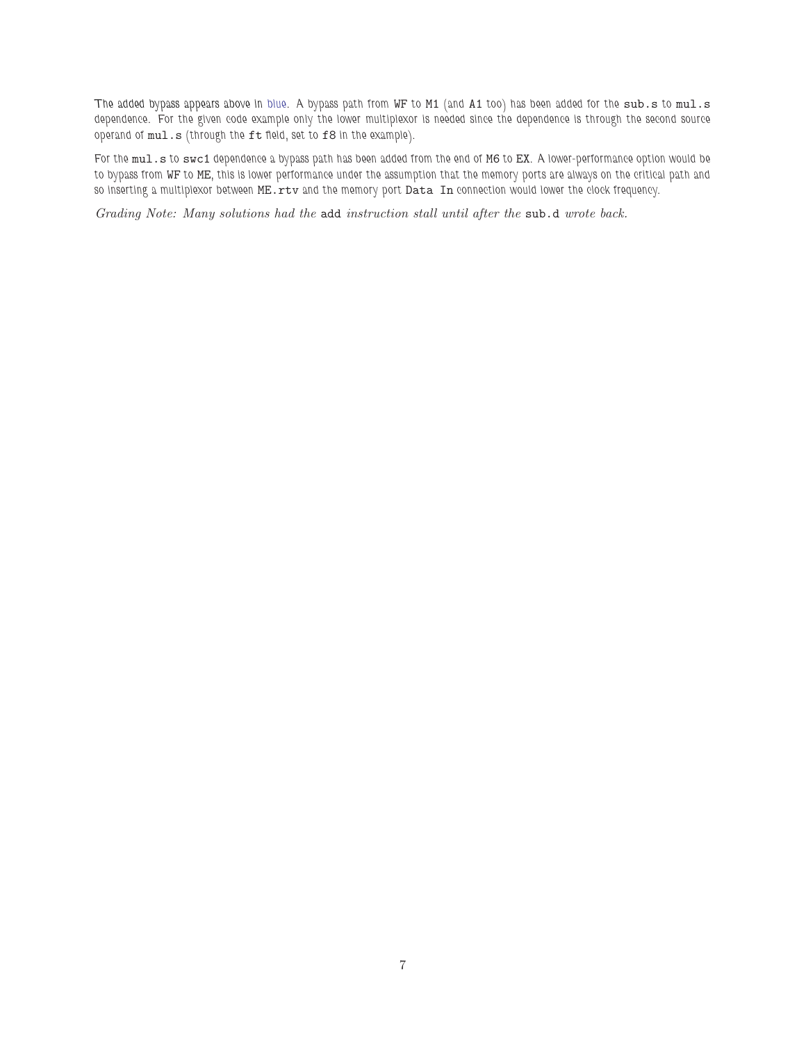The added bypass appears above in blue. A bypass path from `WF` to `M1` (and `A1` too) has been added for the `sub.s` to `mul.s` dependence. For the given code example only the lower multiplexor is needed since the dependence is through the second source operand of `mul.s` (through the `ft` field, set to `f8` in the example).

For the `mul.s` to `swc1` dependence a bypass path has been added from the end of `M6` to `EX`. A lower-performance option would be to bypass from `WF` to `ME`, this is lower performance under the assumption that the memory ports are always on the critical path and so inserting a multiplexor between `ME.rtv` and the memory port `Data In` connection would lower the clock frequency.

*Grading Note: Many solutions had the* `add` *instruction stall until after the* `sub.d` *wrote back.*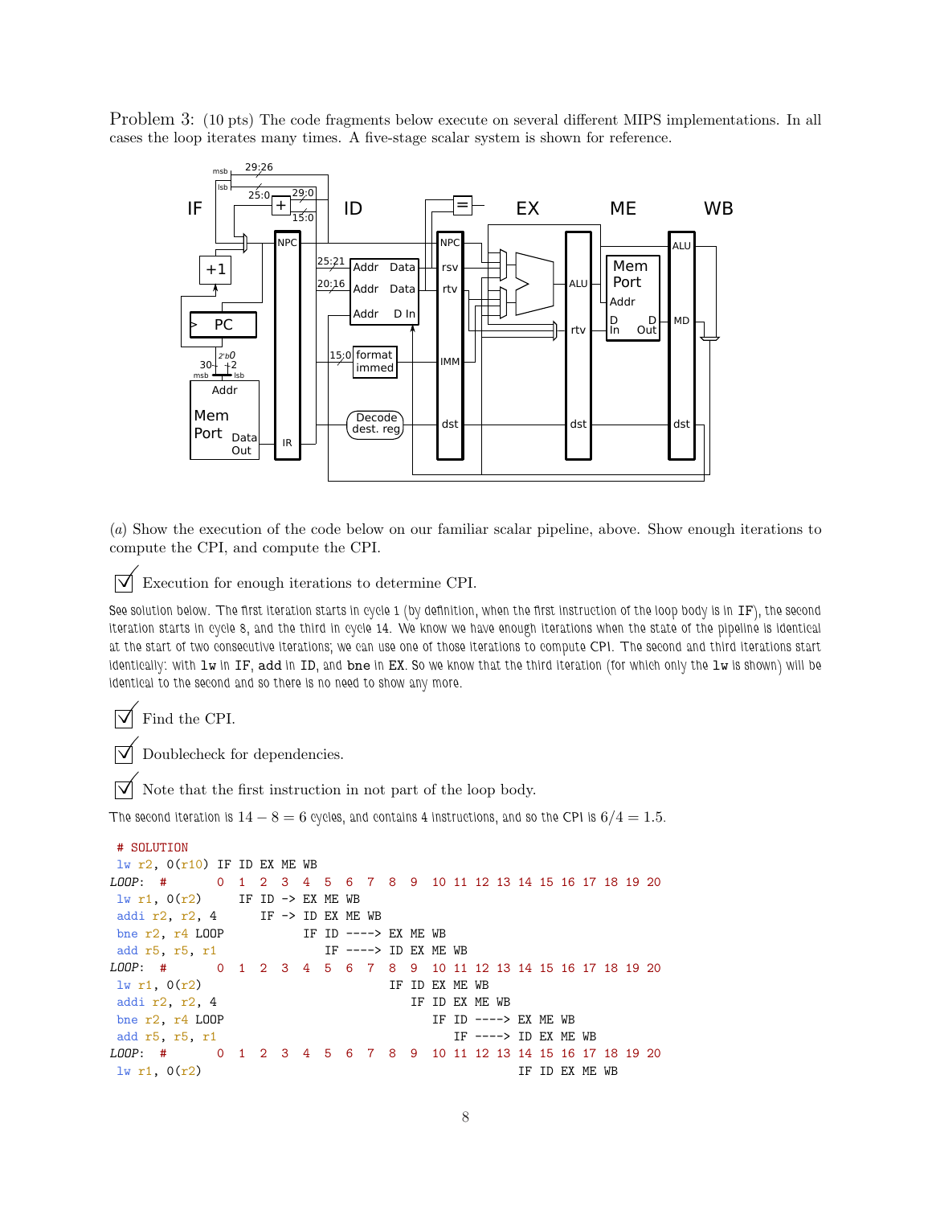Problem 3: (10 pts) The code fragments below execute on several different MIPS implementations. In all cases the loop iterates many times. A five-stage scalar system is shown for reference.

(a) Show the execution of the code below on our familiar scalar pipeline, above. Show enough iterations to compute the CPI, and compute the CPI.

☑ Execution for enough iterations to determine CPI.

See solution below. The first iteration starts in cycle 1 (by definition, when the first instruction of the loop body is in IF), the second iteration starts in cycle 8, and the third in cycle 14. We know we have enough iterations when the state of the pipeline is identical at the start of two consecutive iterations; we can use one of those iterations to compute CPI. The second and third iterations start identically: with `lw` in IF, `add` in ID, and `bne` in EX. So we know that the third iteration (for which only the `lw` is shown) will be identical to the second and so there is no need to show any more.

☑ Find the CPI.

☑ Doublecheck for dependencies.

☑ Note that the first instruction in not part of the loop body.

The second iteration is $14 - 8 = 6$ cycles, and contains 4 instructions, and so the CPI is $6/4 = 1.5$.

```
 # SOLUTION
 lw r2, 0(r10) IF ID EX ME WB
LOOP:  #        0  1  2  3  4  5  6  7  8  9  10 11 12 13 14 15 16 17 18 19 20
 lw r1, 0(r2)      IF ID -> EX ME WB
 addi r2, r2, 4       IF -> ID EX ME WB
 bne r2, r4 LOOP            IF ID ----> EX ME WB
 add r5, r5, r1                IF ----> ID EX ME WB
LOOP:  #        0  1  2  3  4  5  6  7  8  9  10 11 12 13 14 15 16 17 18 19 20
 lw r1, 0(r2)                           IF ID EX ME WB
 addi r2, r2, 4                            IF ID EX ME WB
 bne r2, r4 LOOP                              IF ID ----> EX ME WB
 add r5, r5, r1                                  IF ----> ID EX ME WB
LOOP:  #        0  1  2  3  4  5  6  7  8  9  10 11 12 13 14 15 16 17 18 19 20
 lw r1, 0(r2)                                             IF ID EX ME WB
```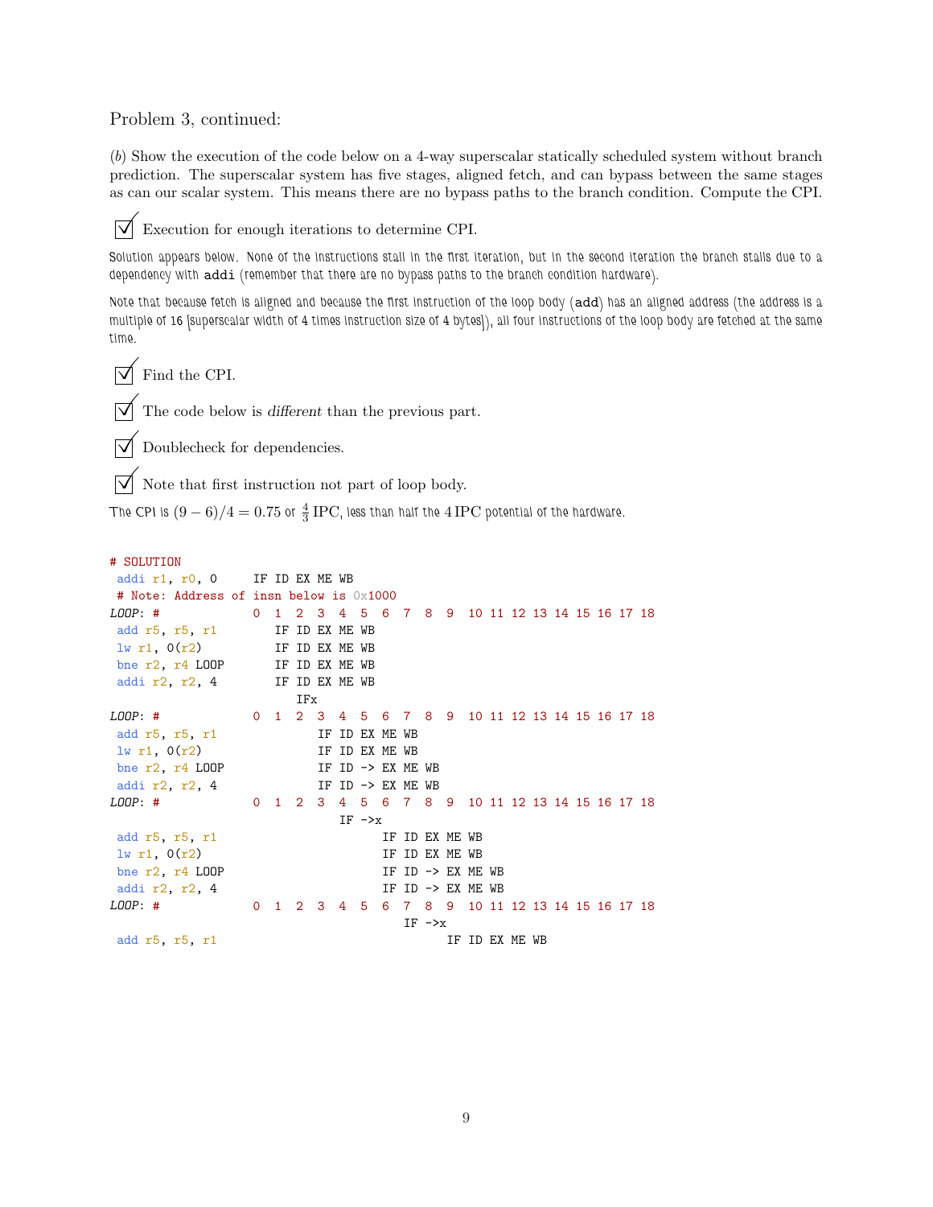Problem 3, continued:

(*b*) Show the execution of the code below on a 4-way superscalar statically scheduled system without branch prediction. The superscalar system has five stages, aligned fetch, and can bypass between the same stages as can our scalar system. This means there are no bypass paths to the branch condition. Compute the CPI.

☑ Execution for enough iterations to determine CPI.

Solution appears below. None of the instructions stall in the first iteration, but in the second iteration the branch stalls due to a dependency with `addi` (remember that there are no bypass paths to the branch condition hardware).

Note that because fetch is aligned and because the first instruction of the loop body (`add`) has an aligned address (the address is a multiple of 16 [superscalar width of 4 times instruction size of 4 bytes]), all four instructions of the loop body are fetched at the same time.

☑ Find the CPI.

☑ The code below is *different* than the previous part.

☑ Doublecheck for dependencies.

☑ Note that first instruction not part of loop body.

The CPI is $(9-6)/4 = 0.75$ or $\frac{4}{3}$ IPC, less than half the 4 IPC potential of the hardware.

```
# SOLUTION
 addi r1, r0, 0     IF ID EX ME WB
 # Note: Address of insn below is 0x1000
LOOP: #             0  1  2  3  4  5  6  7  8  9  10 11 12 13 14 15 16 17 18
 add r5, r5, r1        IF ID EX ME WB
 lw r1, 0(r2)          IF ID EX ME WB
 bne r2, r4 LOOP       IF ID EX ME WB
 addi r2, r2, 4        IF ID EX ME WB
                          IFx
LOOP: #             0  1  2  3  4  5  6  7  8  9  10 11 12 13 14 15 16 17 18
 add r5, r5, r1              IF ID EX ME WB
 lw r1, 0(r2)                IF ID EX ME WB
 bne r2, r4 LOOP             IF ID -> EX ME WB
 addi r2, r2, 4              IF ID -> EX ME WB
LOOP: #             0  1  2  3  4  5  6  7  8  9  10 11 12 13 14 15 16 17 18
                                IF ->x
 add r5, r5, r1                       IF ID EX ME WB
 lw r1, 0(r2)                         IF ID EX ME WB
 bne r2, r4 LOOP                      IF ID -> EX ME WB
 addi r2, r2, 4                       IF ID -> EX ME WB
LOOP: #             0  1  2  3  4  5  6  7  8  9  10 11 12 13 14 15 16 17 18
                                         IF ->x
 add r5, r5, r1                                IF ID EX ME WB
```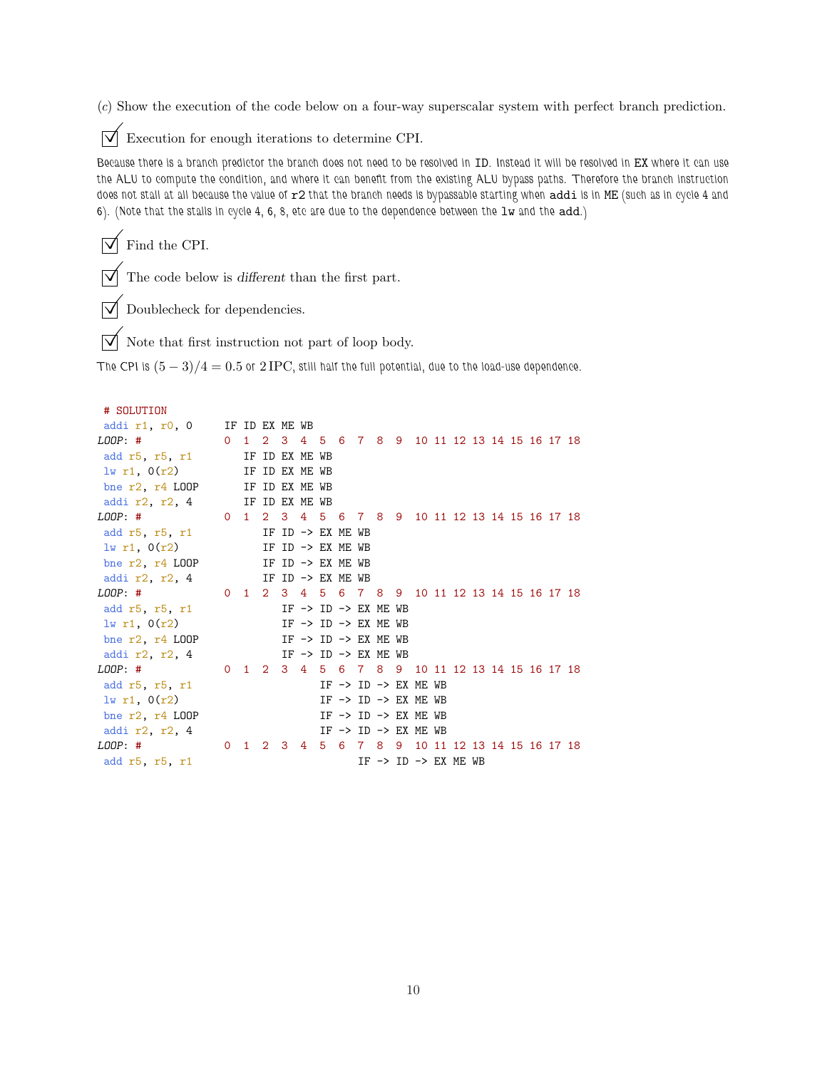(*c*) Show the execution of the code below on a four-way superscalar system with perfect branch prediction.

☑ Execution for enough iterations to determine CPI.

Because there is a branch predictor the branch does not need to be resolved in ID. Instead it will be resolved in EX where it can use the ALU to compute the condition, and where it can benefit from the existing ALU bypass paths. Therefore the branch instruction does not stall at all because the value of `r2` that the branch needs is bypassable starting when `addi` is in ME (such as in cycle 4 and 6). (Note that the stalls in cycle 4, 6, 8, etc are due to the dependence between the `lw` and the `add`.)

☑ Find the CPI.

☑ The code below is *different* than the first part.

☑ Doublecheck for dependencies.

☑ Note that first instruction not part of loop body.

The CPI is $(5-3)/4 = 0.5$ or $2\,\mathrm{IPC}$, still half the full potential, due to the load-use dependence.

```
 # SOLUTION
 addi r1, r0, 0     IF ID EX ME WB
LOOP: #             0  1  2  3  4  5  6  7  8  9  10 11 12 13 14 15 16 17 18
 add r5, r5, r1        IF ID EX ME WB
 lw r1, 0(r2)          IF ID EX ME WB
 bne r2, r4 LOOP       IF ID EX ME WB
 addi r2, r2, 4        IF ID EX ME WB
LOOP: #             0  1  2  3  4  5  6  7  8  9  10 11 12 13 14 15 16 17 18
 add r5, r5, r1           IF ID -> EX ME WB
 lw r1, 0(r2)             IF ID -> EX ME WB
 bne r2, r4 LOOP          IF ID -> EX ME WB
 addi r2, r2, 4           IF ID -> EX ME WB
LOOP: #             0  1  2  3  4  5  6  7  8  9  10 11 12 13 14 15 16 17 18
 add r5, r5, r1              IF -> ID -> EX ME WB
 lw r1, 0(r2)                IF -> ID -> EX ME WB
 bne r2, r4 LOOP             IF -> ID -> EX ME WB
 addi r2, r2, 4              IF -> ID -> EX ME WB
LOOP: #             0  1  2  3  4  5  6  7  8  9  10 11 12 13 14 15 16 17 18
 add r5, r5, r1                    IF -> ID -> EX ME WB
 lw r1, 0(r2)                      IF -> ID -> EX ME WB
 bne r2, r4 LOOP                   IF -> ID -> EX ME WB
 addi r2, r2, 4                    IF -> ID -> EX ME WB
LOOP: #             0  1  2  3  4  5  6  7  8  9  10 11 12 13 14 15 16 17 18
 add r5, r5, r1                          IF -> ID -> EX ME WB
```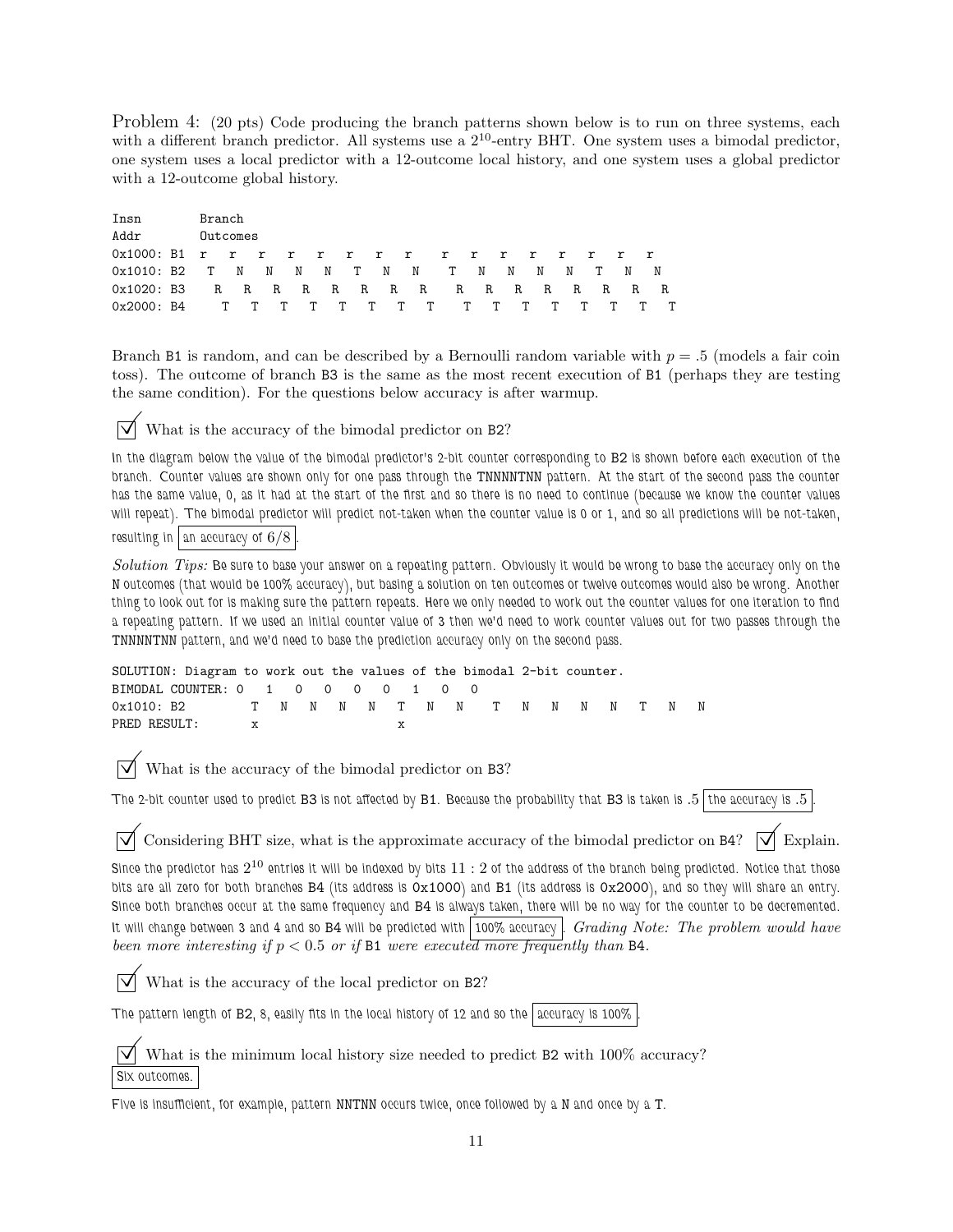Problem 4: (20 pts) Code producing the branch patterns shown below is to run on three systems, each with a different branch predictor. All systems use a $2^{10}$-entry BHT. One system uses a bimodal predictor, one system uses a local predictor with a 12-outcome local history, and one system uses a global predictor with a 12-outcome global history.

```
Insn       Branch
Addr       Outcomes
0x1000: B1  r   r   r   r   r   r   r   r    r   r   r   r   r   r   r   r
0x1010: B2   T   N   N   N   N   T   N   N    T   N   N   N   N   T   N   N
0x1020: B3    R   R   R   R   R   R   R   R    R   R   R   R   R   R   R   R
0x2000: B4     T   T   T   T   T   T   T   T    T   T   T   T   T   T   T   T
```

Branch B1 is random, and can be described by a Bernoulli random variable with $p = .5$ (models a fair coin toss). The outcome of branch B3 is the same as the most recent execution of B1 (perhaps they are testing the same condition). For the questions below accuracy is after warmup.

☑ What is the accuracy of the bimodal predictor on B2?

In the diagram below the value of the bimodal predictor's 2-bit counter corresponding to B2 is shown before each execution of the branch. Counter values are shown only for one pass through the TNNNNTNN pattern. At the start of the second pass the counter has the same value, 0, as it had at the start of the first and so there is no need to continue (because we know the counter values will repeat). The bimodal predictor will predict not-taken when the counter value is 0 or 1, and so all predictions will be not-taken, resulting in **an accuracy of $6/8$**.

*Solution Tips:* Be sure to base your answer on a repeating pattern. Obviously it would be wrong to base the accuracy only on the N outcomes (that would be 100% accuracy), but basing a solution on ten outcomes or twelve outcomes would also be wrong. Another thing to look out for is making sure the pattern repeats. Here we only needed to work out the counter values for one iteration to find a repeating pattern. If we used an initial counter value of 3 then we'd need to work counter values out for two passes through the TNNNNTNN pattern, and we'd need to base the prediction accuracy only on the second pass.

```
SOLUTION: Diagram to work out the values of the bimodal 2-bit counter.
BIMODAL COUNTER: 0   1   0   0   0   0   1   0   0
0x1010: B2         T   N   N   N   N   T   N   N    T   N   N   N   N   T   N   N
PRED RESULT:       x                   x
```

☑ What is the accuracy of the bimodal predictor on B3?

The 2-bit counter used to predict B3 is not affected by B1. Because the probability that B3 is taken is .5 **the accuracy is .5**.

☑ Considering BHT size, what is the approximate accuracy of the bimodal predictor on B4? ☑ Explain.

Since the predictor has $2^{10}$ entries it will be indexed by bits $11:2$ of the address of the branch being predicted. Notice that those bits are all zero for both branches B4 (its address is 0x1000) and B1 (its address is 0x2000), and so they will share an entry. Since both branches occur at the same frequency and B4 is always taken, there will be no way for the counter to be decremented. It will change between 3 and 4 and so B4 will be predicted with **100% accuracy**. *Grading Note: The problem would have been more interesting if $p < 0.5$ or if* B1 *were executed more frequently than* B4.

☑ What is the accuracy of the local predictor on B2?

The pattern length of B2, 8, easily fits in the local history of 12 and so the **accuracy is 100%**.

☑ What is the minimum local history size needed to predict B2 with 100% accuracy?

**Six outcomes.**

Five is insufficient, for example, pattern NNTNN occurs twice, once followed by a N and once by a T.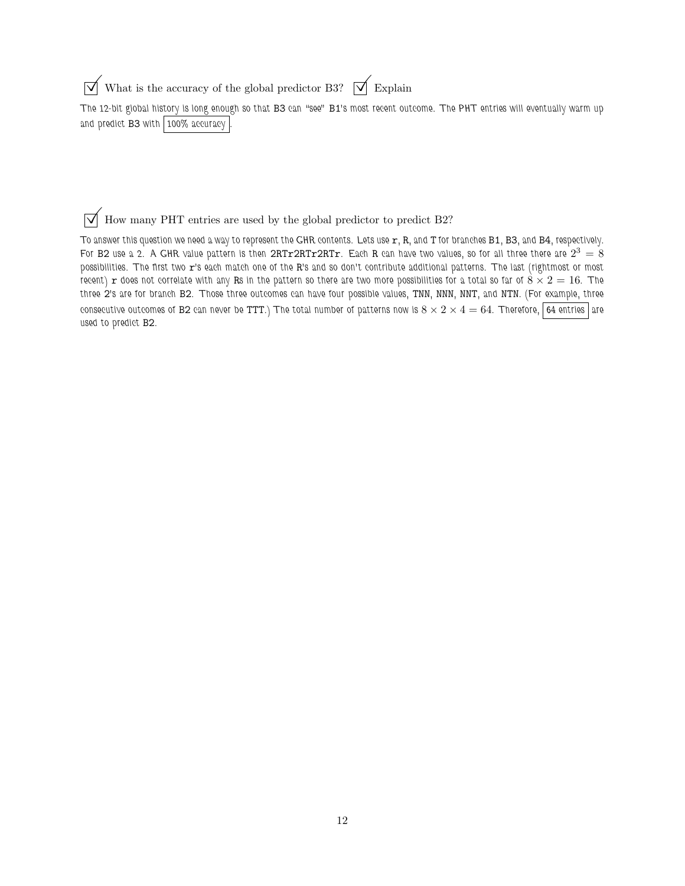☑ What is the accuracy of the global predictor B3? ☑ Explain

The 12-bit global history is long enough so that B3 can "see" B1's most recent outcome. The PHT entries will eventually warm up and predict B3 with **100% accuracy**.

☑ How many PHT entries are used by the global predictor to predict B2?

To answer this question we need a way to represent the GHR contents. Lets use `r`, `R`, and `T` for branches B1, B3, and B4, respectively. For B2 use a 2. A GHR value pattern is then `2RTr2RTr2RTr`. Each `R` can have two values, so for all three there are $2^3 = 8$ possibilities. The first two `r`'s each match one of the `R`'s and so don't contribute additional patterns. The last (rightmost or most recent) `r` does not correlate with any `R`s in the pattern so there are two more possibilities for a total so far of $8 \times 2 = 16$. The three 2's are for branch B2. Those three outcomes can have four possible values, `TNN`, `NNN`, `NNT`, and `NTN`. (For example, three consecutive outcomes of B2 can never be `TTT`.) The total number of patterns now is $8 \times 2 \times 4 = 64$. Therefore, **64 entries** are used to predict B2.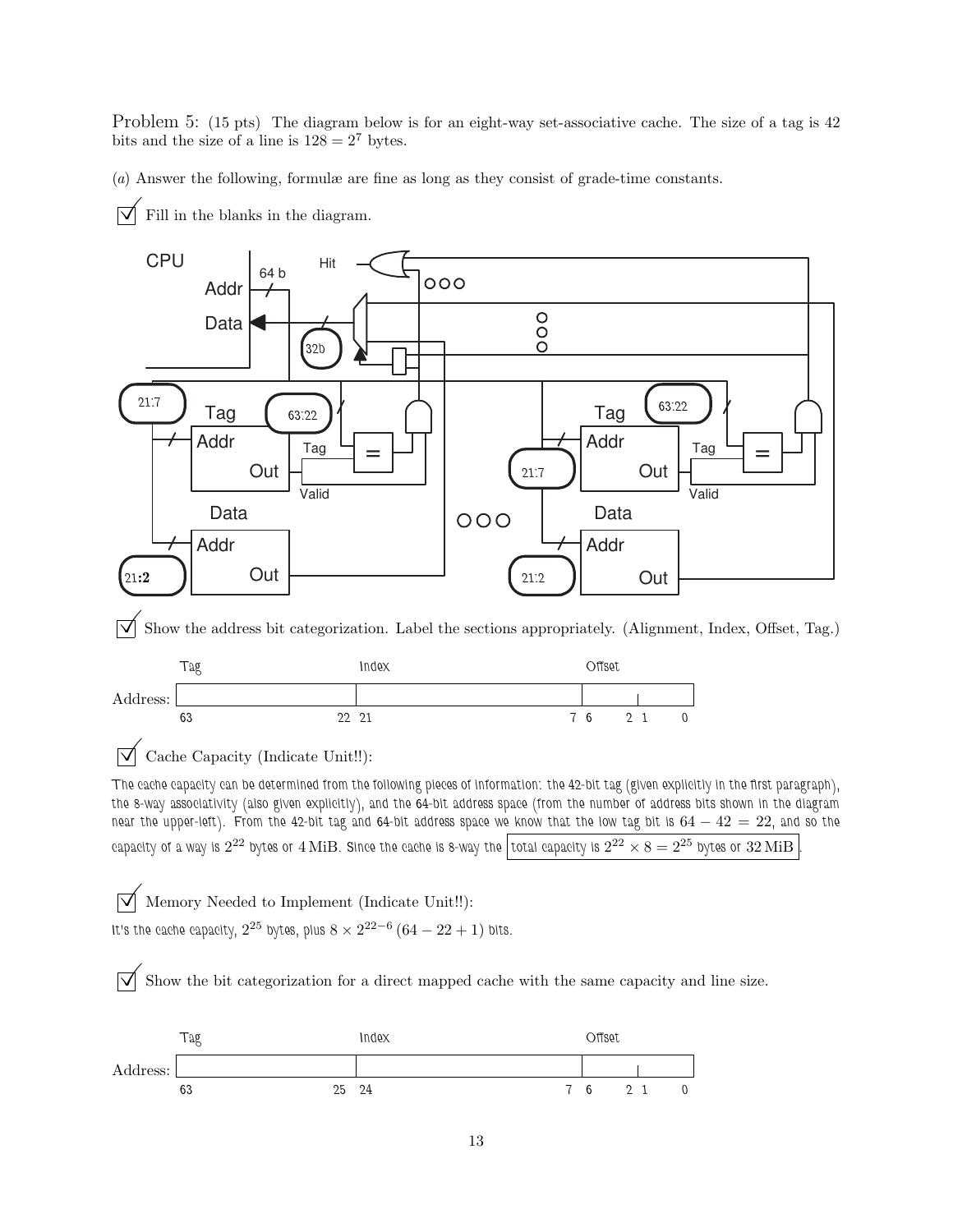Problem 5: (15 pts) The diagram below is for an eight-way set-associative cache. The size of a tag is 42 bits and the size of a line is $128 = 2^7$ bytes.

(*a*) Answer the following, formulæ are fine as long as they consist of grade-time constants.

☑ Fill in the blanks in the diagram.

☑ Show the address bit categorization. Label the sections appropriately. (Alignment, Index, Offset, Tag.)

| Tag | Index | Offset |
|---|---|---|
| 63 – 22 | 21 – 7 | 6 – 2, 1 – 0 |

☑ Cache Capacity (Indicate Unit!!):

The cache capacity can be determined from the following pieces of information: the 42-bit tag (given explicitly in the first paragraph), the 8-way associativity (also given explicitly), and the 64-bit address space (from the number of address bits shown in the diagram near the upper-left). From the 42-bit tag and 64-bit address space we know that the low tag bit is $64 - 42 = 22$, and so the capacity of a way is $2^{22}$ bytes or 4 MiB. Since the cache is 8-way the total capacity is $2^{22} \times 8 = 2^{25}$ bytes or 32 MiB.

☑ Memory Needed to Implement (Indicate Unit!!):

It's the cache capacity, $2^{25}$ bytes, plus $8 \times 2^{22-6}\,(64 - 22 + 1)$ bits.

☑ Show the bit categorization for a direct mapped cache with the same capacity and line size.

| Tag | Index | Offset |
|---|---|---|
| 63 – 25 | 24 – 7 | 6 – 2, 1 – 0 |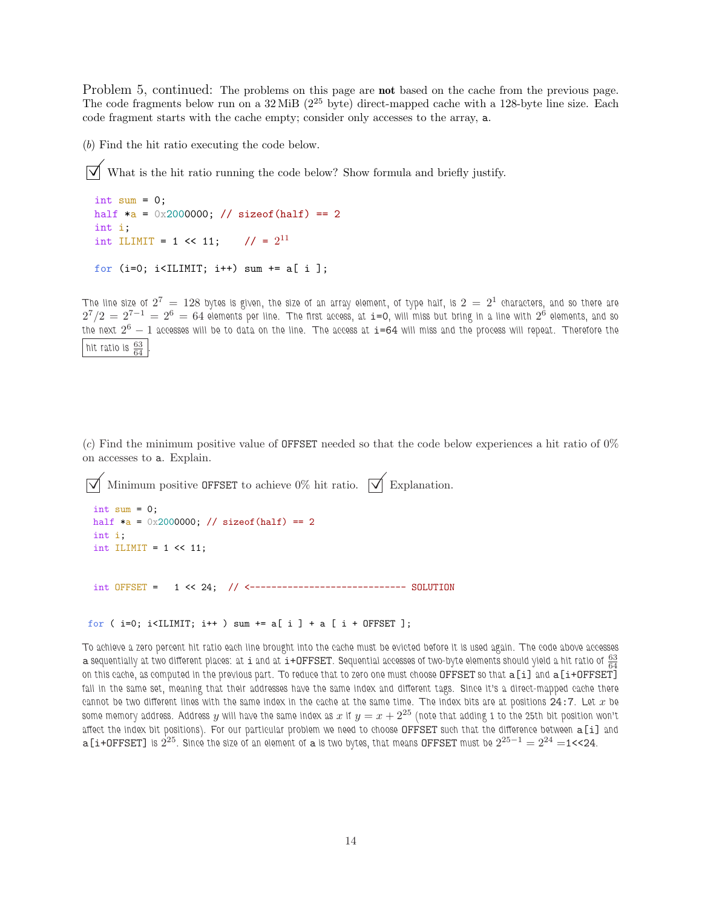Problem 5, continued: The problems on this page are **not** based on the cache from the previous page. The code fragments below run on a 32 MiB ($2^{25}$ byte) direct-mapped cache with a 128-byte line size. Each code fragment starts with the cache empty; consider only accesses to the array, a.

(*b*) Find the hit ratio executing the code below.

☑ What is the hit ratio running the code below? Show formula and briefly justify.

```
int sum = 0;
half *a = 0x2000000; // sizeof(half) == 2
int i;
int ILIMIT = 1 << 11;    // = 2^11

for (i=0; i<ILIMIT; i++) sum += a[ i ];
```

The line size of $2^7 = 128$ bytes is given, the size of an array element, of type half, is $2 = 2^1$ characters, and so there are $2^7/2 = 2^{7-1} = 2^6 = 64$ elements per line. The first access, at i=0, will miss but bring in a line with $2^6$ elements, and so the next $2^6 - 1$ accesses will be to data on the line. The access at i=64 will miss and the process will repeat. Therefore the hit ratio is $\frac{63}{64}$.

(*c*) Find the minimum positive value of OFFSET needed so that the code below experiences a hit ratio of 0% on accesses to a. Explain.

☑ Minimum positive OFFSET to achieve 0% hit ratio. ☑ Explanation.

```
int sum = 0;
half *a = 0x2000000; // sizeof(half) == 2
int i;
int ILIMIT = 1 << 11;


int OFFSET =   1 << 24;  // <---------------------------- SOLUTION


for ( i=0; i<ILIMIT; i++ ) sum += a[ i ] + a [ i + OFFSET ];
```

To achieve a zero percent hit ratio each line brought into the cache must be evicted before it is used again. The code above accesses a sequentially at two different places: at i and at i+OFFSET. Sequential accesses of two-byte elements should yield a hit ratio of $\frac{63}{64}$ on this cache, as computed in the previous part. To reduce that to zero one must choose OFFSET so that a[i] and a[i+OFFSET] fall in the same set, meaning that their addresses have the same index and different tags. Since it's a direct-mapped cache there cannot be two different lines with the same index in the cache at the same time. The index bits are at positions 24:7. Let $x$ be some memory address. Address $y$ will have the same index as $x$ if $y = x + 2^{25}$ (note that adding 1 to the 25th bit position won't affect the index bit positions). For our particular problem we need to choose OFFSET such that the difference between a[i] and a[i+OFFSET] is $2^{25}$. Since the size of an element of a is two bytes, that means OFFSET must be $2^{25-1} = 2^{24}$ =1<<24.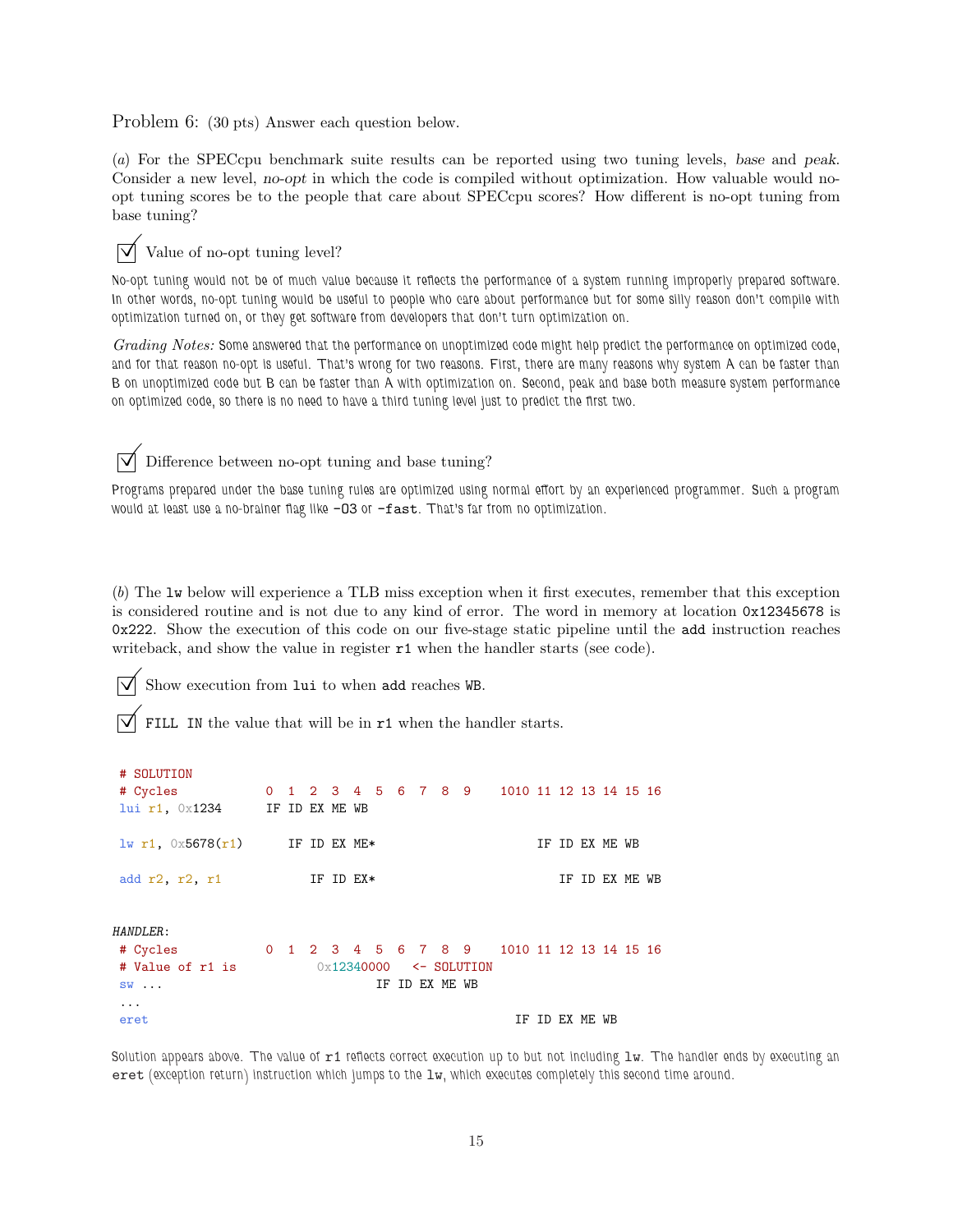Problem 6: (30 pts) Answer each question below.

(*a*) For the SPECcpu benchmark suite results can be reported using two tuning levels, *base* and *peak*. Consider a new level, *no-opt* in which the code is compiled without optimization. How valuable would no-opt tuning scores be to the people that care about SPECcpu scores? How different is no-opt tuning from base tuning?

☑ Value of no-opt tuning level?

No-opt tuning would not be of much value because it reflects the performance of a system running improperly prepared software. In other words, no-opt tuning would be useful to people who care about performance but for some silly reason don't compile with optimization turned on, or they get software from developers that don't turn optimization on.

*Grading Notes:* Some answered that the performance on unoptimized code might help predict the performance on optimized code, and for that reason no-opt is useful. That's wrong for two reasons. First, there are many reasons why system A can be faster than B on unoptimized code but B can be faster than A with optimization on. Second, peak and base both measure system performance on optimized code, so there is no need to have a third tuning level just to predict the first two.

☑ Difference between no-opt tuning and base tuning?

Programs prepared under the base tuning rules are optimized using normal effort by an experienced programmer. Such a program would at least use a no-brainer flag like `-O3` or `-fast`. That's far from no optimization.

(*b*) The `lw` below will experience a TLB miss exception when it first executes, remember that this exception is considered routine and is not due to any kind of error. The word in memory at location `0x12345678` is `0x222`. Show the execution of this code on our five-stage static pipeline until the `add` instruction reaches writeback, and show the value in register `r1` when the handler starts (see code).

☑ Show execution from `lui` to when `add` reaches `WB`.

☑ `FILL IN` the value that will be in `r1` when the handler starts.

```
 # SOLUTION
 # Cycles            0  1  2  3  4  5  6  7  8  9    1010 11 12 13 14 15 16
 lui r1, 0x1234      IF ID EX ME WB

 lw r1, 0x5678(r1)      IF ID EX ME*                     IF ID EX ME WB

 add r2, r2, r1            IF ID EX*                        IF ID EX ME WB


HANDLER:
 # Cycles            0  1  2  3  4  5  6  7  8  9    1010 11 12 13 14 15 16
 # Value of r1 is             0x12340000   <- SOLUTION
 sw ...                                IF ID EX ME WB
 ...
 eret                                                   IF ID EX ME WB
```

Solution appears above. The value of `r1` reflects correct execution up to but not including `lw`. The handler ends by executing an `eret` (exception return) instruction which jumps to the `lw`, which executes completely this second time around.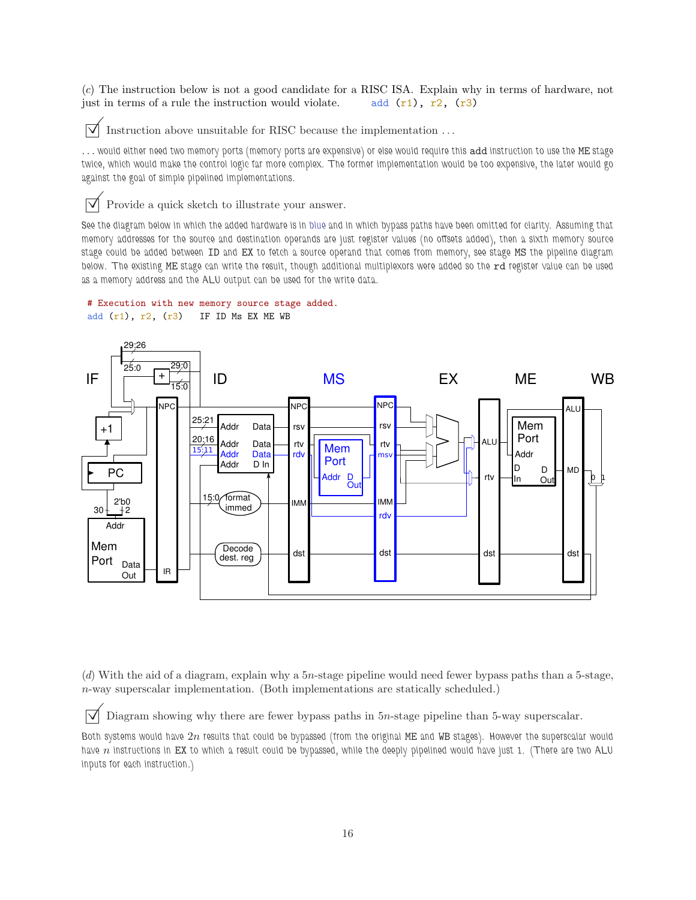(*c*) The instruction below is not a good candidate for a RISC ISA. Explain why in terms of hardware, not just in terms of a rule the instruction would violate.   `add (r1), r2, (r3)`

☑ Instruction above unsuitable for RISC because the implementation ...

... would either need two memory ports (memory ports are expensive) or else would require this `add` instruction to use the ME stage twice, which would make the control logic far more complex. The former implementation would be too expensive, the later would go against the goal of simple pipelined implementations.

☑ Provide a quick sketch to illustrate your answer.

See the diagram below in which the added hardware is in blue and in which bypass paths have been omitted for clarity. Assuming that memory addresses for the source and destination operands are just register values (no offsets added), then a sixth memory source stage could be added between ID and EX to fetch a source operand that comes from memory, see stage MS the pipeline diagram below. The existing ME stage can write the result, though additional multiplexors were added so the `rd` register value can be used as a memory address and the ALU output can be used for the write data.

```
# Execution with new memory source stage added.
add (r1), r2, (r3)    IF ID Ms EX ME WB
```

(*d*) With the aid of a diagram, explain why a $5n$-stage pipeline would need fewer bypass paths than a 5-stage, $n$-way superscalar implementation. (Both implementations are statically scheduled.)

☑ Diagram showing why there are fewer bypass paths in $5n$-stage pipeline than 5-way superscalar.

Both systems would have $2n$ results that could be bypassed (from the original ME and WB stages). However the superscalar would have $n$ instructions in EX to which a result could be bypassed, while the deeply pipelined would have just 1. (There are two ALU inputs for each instruction.)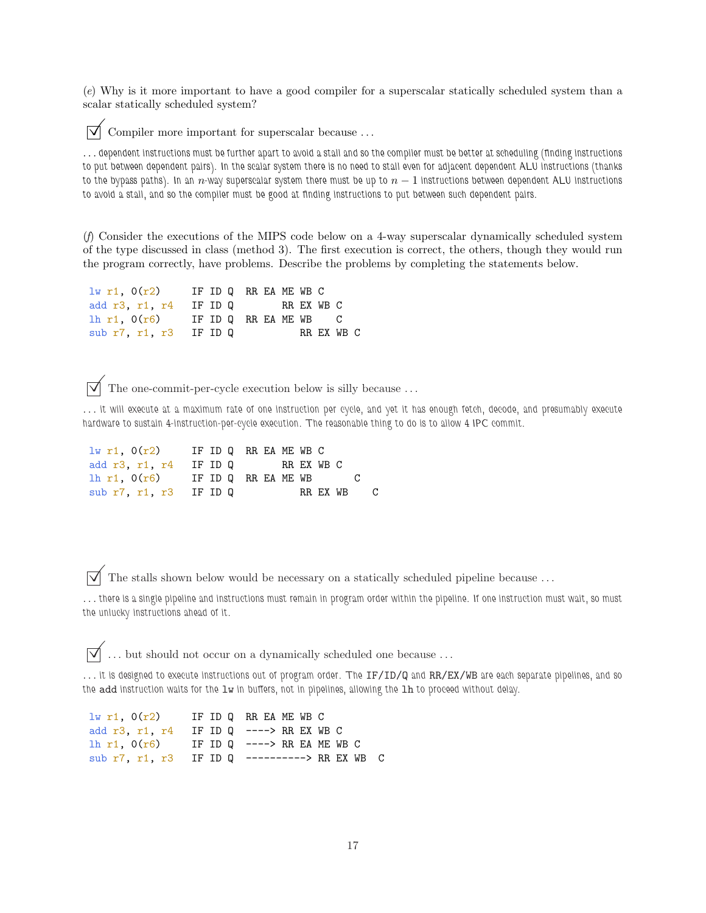(*e*) Why is it more important to have a good compiler for a superscalar statically scheduled system than a scalar statically scheduled system?

☑ Compiler more important for superscalar because ...

*... dependent instructions must be further apart to avoid a stall and so the compiler must be better at scheduling (finding instructions to put between dependent pairs). In the scalar system there is no need to stall even for adjacent dependent ALU instructions (thanks to the bypass paths). In an $n$-way superscalar system there must be up to $n-1$ instructions between dependent ALU instructions to avoid a stall, and so the compiler must be good at finding instructions to put between such dependent pairs.*

(*f*) Consider the executions of the MIPS code below on a 4-way superscalar dynamically scheduled system of the type discussed in class (method 3). The first execution is correct, the others, though they would run the program correctly, have problems. Describe the problems by completing the statements below.

```
lw r1, 0(r2)      IF ID Q  RR EA ME WB C
add r3, r1, r4    IF ID Q        RR EX WB C
lh r1, 0(r6)      IF ID Q  RR EA ME WB    C
sub r7, r1, r3    IF ID Q           RR EX WB C
```

☑ The one-commit-per-cycle execution below is silly because ...

*... it will execute at a maximum rate of one instruction per cycle, and yet it has enough fetch, decode, and presumably execute hardware to sustain 4-instruction-per-cycle execution. The reasonable thing to do is to allow 4 IPC commit.*

```
lw r1, 0(r2)      IF ID Q  RR EA ME WB C
add r3, r1, r4    IF ID Q        RR EX WB C
lh r1, 0(r6)      IF ID Q  RR EA ME WB       C
sub r7, r1, r3    IF ID Q           RR EX WB    C
```

☑ The stalls shown below would be necessary on a statically scheduled pipeline because ...

*... there is a single pipeline and instructions must remain in program order within the pipeline. If one instruction must wait, so must the unlucky instructions ahead of it.*

☑ ... but should not occur on a dynamically scheduled one because ...

*... it is designed to execute instructions out of program order. The `IF/ID/Q` and `RR/EX/WB` are each separate pipelines, and so the `add` instruction waits for the `lw` in buffers, not in pipelines, allowing the `lh` to proceed without delay.*

```
lw r1, 0(r2)      IF ID Q  RR EA ME WB C
add r3, r1, r4    IF ID Q  ----> RR EX WB C
lh r1, 0(r6)      IF ID Q  ----> RR EA ME WB C
sub r7, r1, r3    IF ID Q  ----------> RR EX WB  C
```